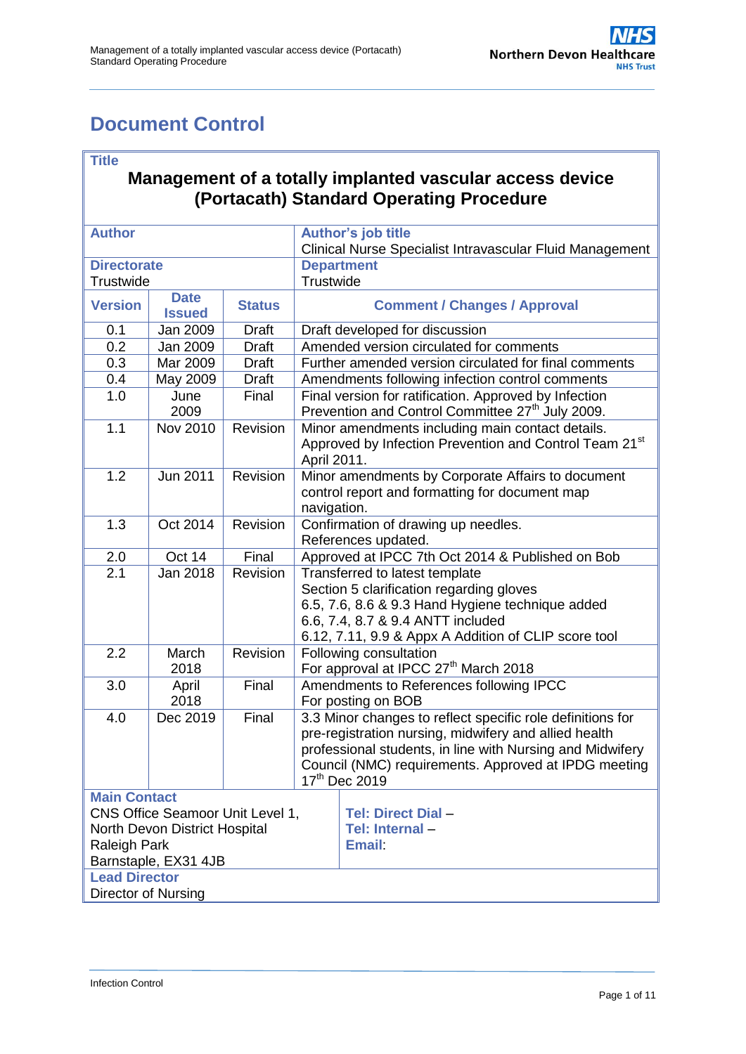# Document Control

| **Title** | | | |
|---|---|---|---|
| **Management of a totally implanted vascular access device (Portacath) Standard Operating Procedure** | | | |
| **Author** | | | **Author's job title**<br>Clinical Nurse Specialist Intravascular Fluid Management |
| **Directorate**<br>Trustwide | | | **Department**<br>Trustwide |
| **Version** | **Date Issued** | **Status** | **Comment / Changes / Approval** |
| 0.1 | Jan 2009 | Draft | Draft developed for discussion |
| 0.2 | Jan 2009 | Draft | Amended version circulated for comments |
| 0.3 | Mar 2009 | Draft | Further amended version circulated for final comments |
| 0.4 | May 2009 | Draft | Amendments following infection control comments |
| 1.0 | June 2009 | Final | Final version for ratification. Approved by Infection Prevention and Control Committee 27th July 2009. |
| 1.1 | Nov 2010 | Revision | Minor amendments including main contact details. Approved by Infection Prevention and Control Team 21st April 2011. |
| 1.2 | Jun 2011 | Revision | Minor amendments by Corporate Affairs to document control report and formatting for document map navigation. |
| 1.3 | Oct 2014 | Revision | Confirmation of drawing up needles.<br>References updated. |
| 2.0 | Oct 14 | Final | Approved at IPCC 7th Oct 2014 & Published on Bob |
| 2.1 | Jan 2018 | Revision | Transferred to latest template<br>Section 5 clarification regarding gloves<br>6.5, 7.6, 8.6 & 9.3 Hand Hygiene technique added<br>6.6, 7.4, 8.7 & 9.4 ANTT included<br>6.12, 7.11, 9.9 & Appx A Addition of CLIP score tool |
| 2.2 | March 2018 | Revision | Following consultation<br>For approval at IPCC 27th March 2018 |
| 3.0 | April 2018 | Final | Amendments to References following IPCC<br>For posting on BOB |
| 4.0 | Dec 2019 | Final | 3.3 Minor changes to reflect specific role definitions for pre-registration nursing, midwifery and allied health professional students, in line with Nursing and Midwifery Council (NMC) requirements. Approved at IPDG meeting 17th Dec 2019 |
| **Main Contact**<br>CNS Office Seamoor Unit Level 1,<br>North Devon District Hospital<br>Raleigh Park<br>Barnstaple, EX31 4JB | | | **Tel: Direct Dial** –<br>**Tel: Internal** –<br>**Email**: |
| **Lead Director**<br>Director of Nursing | | | |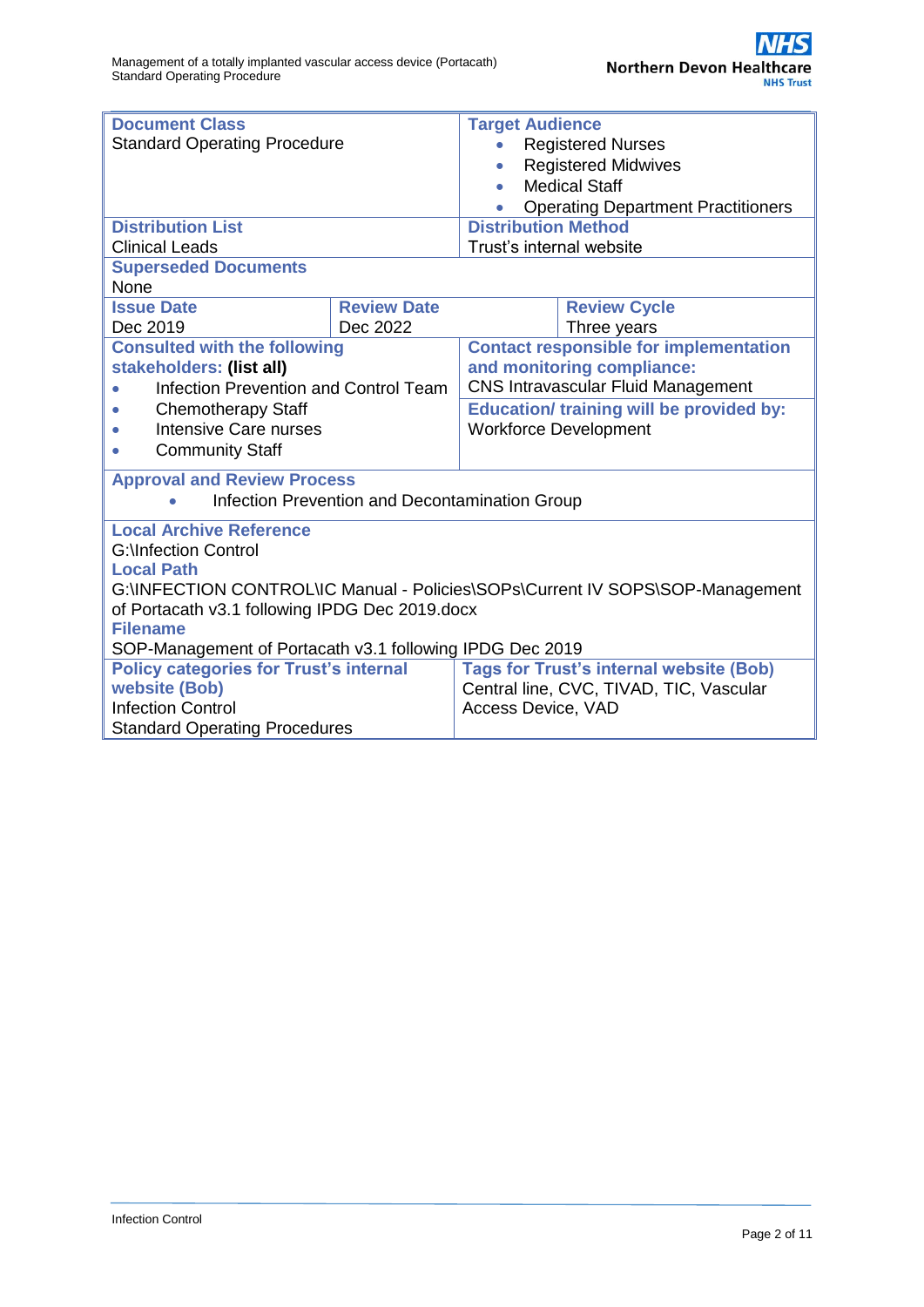| Document Class | | Target Audience | |
|---|---|---|---|
| Standard Operating Procedure | | • Registered Nurses<br>• Registered Midwives<br>• Medical Staff<br>• Operating Department Practitioners | |
| **Distribution List** | | **Distribution Method** | |
| Clinical Leads | | Trust's internal website | |
| **Superseded Documents** | | | |
| None | | | |
| **Issue Date** | **Review Date** | | **Review Cycle** |
| Dec 2019 | Dec 2022 | | Three years |
| **Consulted with the following stakeholders: (list all)** | | **Contact responsible for implementation and monitoring compliance:** | |
| • Infection Prevention and Control Team<br>• Chemotherapy Staff<br>• Intensive Care nurses<br>• Community Staff | | CNS Intravascular Fluid Management<br>**Education/ training will be provided by:**<br>Workforce Development | |
| **Approval and Review Process** | | | |
| • Infection Prevention and Decontamination Group | | | |
| **Local Archive Reference** | | | |
| G:\Infection Control | | | |
| **Local Path** | | | |
| G:\INFECTION CONTROL\IC Manual - Policies\SOPs\Current IV SOPS\SOP-Management of Portacath v3.1 following IPDG Dec 2019.docx | | | |
| **Filename** | | | |
| SOP-Management of Portacath v3.1 following IPDG Dec 2019 | | | |
| **Policy categories for Trust's internal website (Bob)** | | **Tags for Trust's internal website (Bob)** | |
| Infection Control<br>Standard Operating Procedures | | Central line, CVC, TIVAD, TIC, Vascular Access Device, VAD | |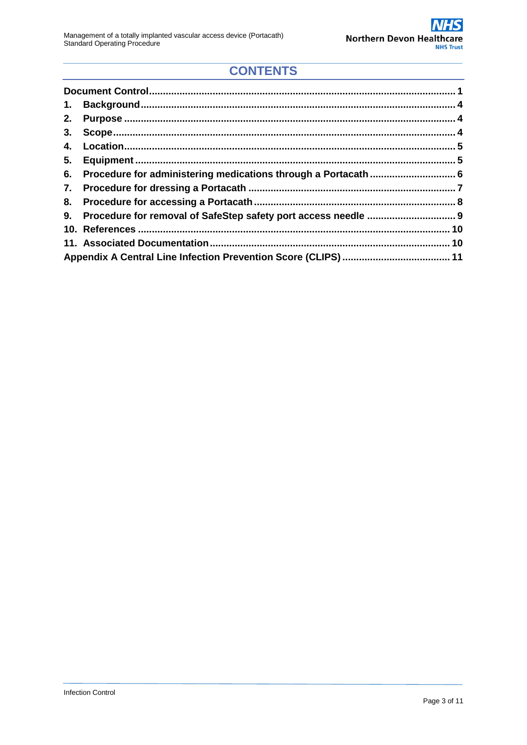## CONTENTS

| | |
|---|---|
| **Document Control** | **1** |
| **1. Background** | **4** |
| **2. Purpose** | **4** |
| **3. Scope** | **4** |
| **4. Location** | **5** |
| **5. Equipment** | **5** |
| **6. Procedure for administering medications through a Portacath** | **6** |
| **7. Procedure for dressing a Portacath** | **7** |
| **8. Procedure for accessing a Portacath** | **8** |
| **9. Procedure for removal of SafeStep safety port access needle** | **9** |
| **10. References** | **10** |
| **11. Associated Documentation** | **10** |
| **Appendix A Central Line Infection Prevention Score (CLIPS)** | **11** |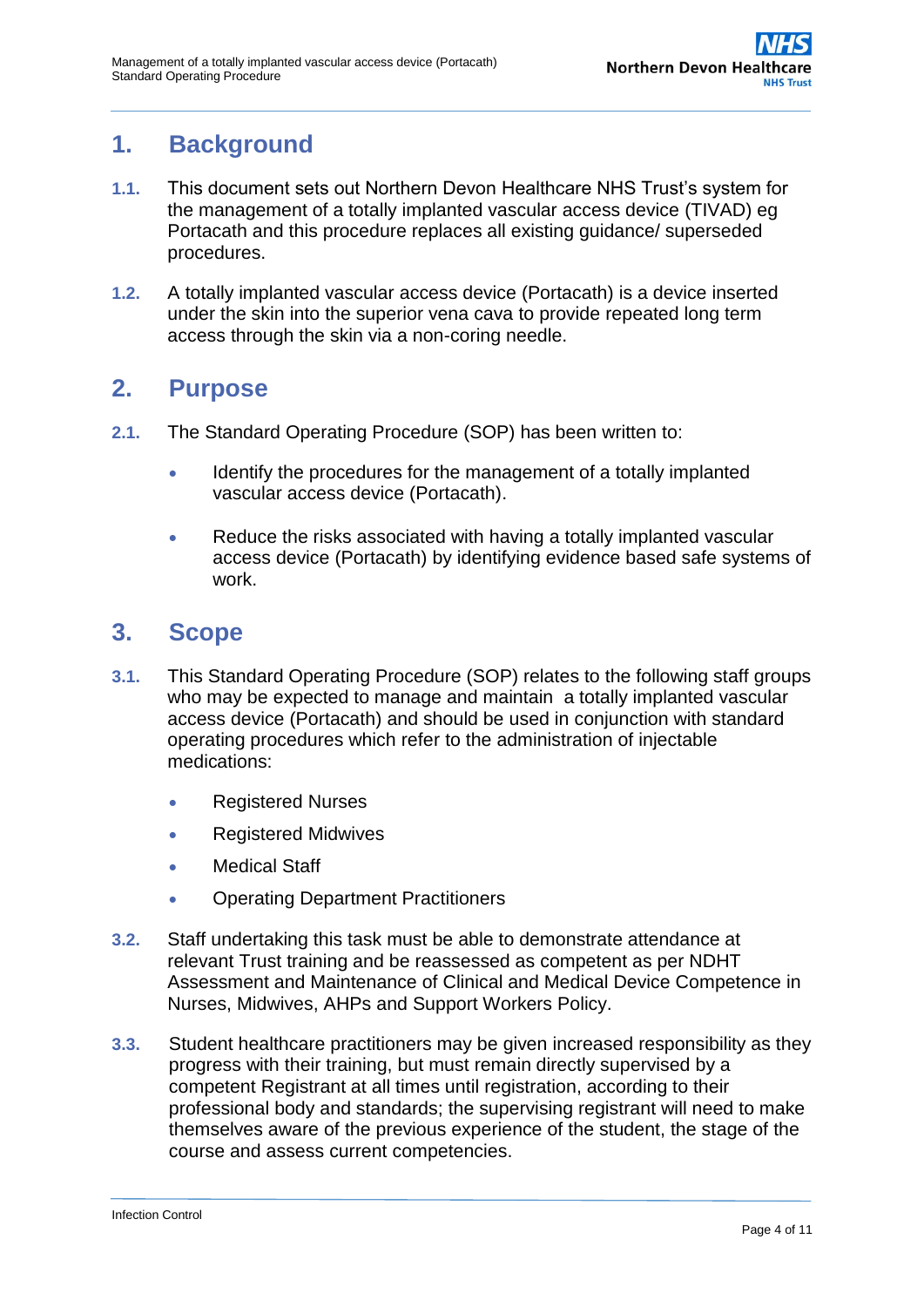## 1. Background

**1.1.** This document sets out Northern Devon Healthcare NHS Trust's system for the management of a totally implanted vascular access device (TIVAD) eg Portacath and this procedure replaces all existing guidance/ superseded procedures.

**1.2.** A totally implanted vascular access device (Portacath) is a device inserted under the skin into the superior vena cava to provide repeated long term access through the skin via a non-coring needle.

## 2. Purpose

**2.1.** The Standard Operating Procedure (SOP) has been written to:

- Identify the procedures for the management of a totally implanted vascular access device (Portacath).
- Reduce the risks associated with having a totally implanted vascular access device (Portacath) by identifying evidence based safe systems of work.

## 3. Scope

**3.1.** This Standard Operating Procedure (SOP) relates to the following staff groups who may be expected to manage and maintain a totally implanted vascular access device (Portacath) and should be used in conjunction with standard operating procedures which refer to the administration of injectable medications:

- Registered Nurses
- Registered Midwives
- Medical Staff
- Operating Department Practitioners

**3.2.** Staff undertaking this task must be able to demonstrate attendance at relevant Trust training and be reassessed as competent as per NDHT Assessment and Maintenance of Clinical and Medical Device Competence in Nurses, Midwives, AHPs and Support Workers Policy.

**3.3.** Student healthcare practitioners may be given increased responsibility as they progress with their training, but must remain directly supervised by a competent Registrant at all times until registration, according to their professional body and standards; the supervising registrant will need to make themselves aware of the previous experience of the student, the stage of the course and assess current competencies.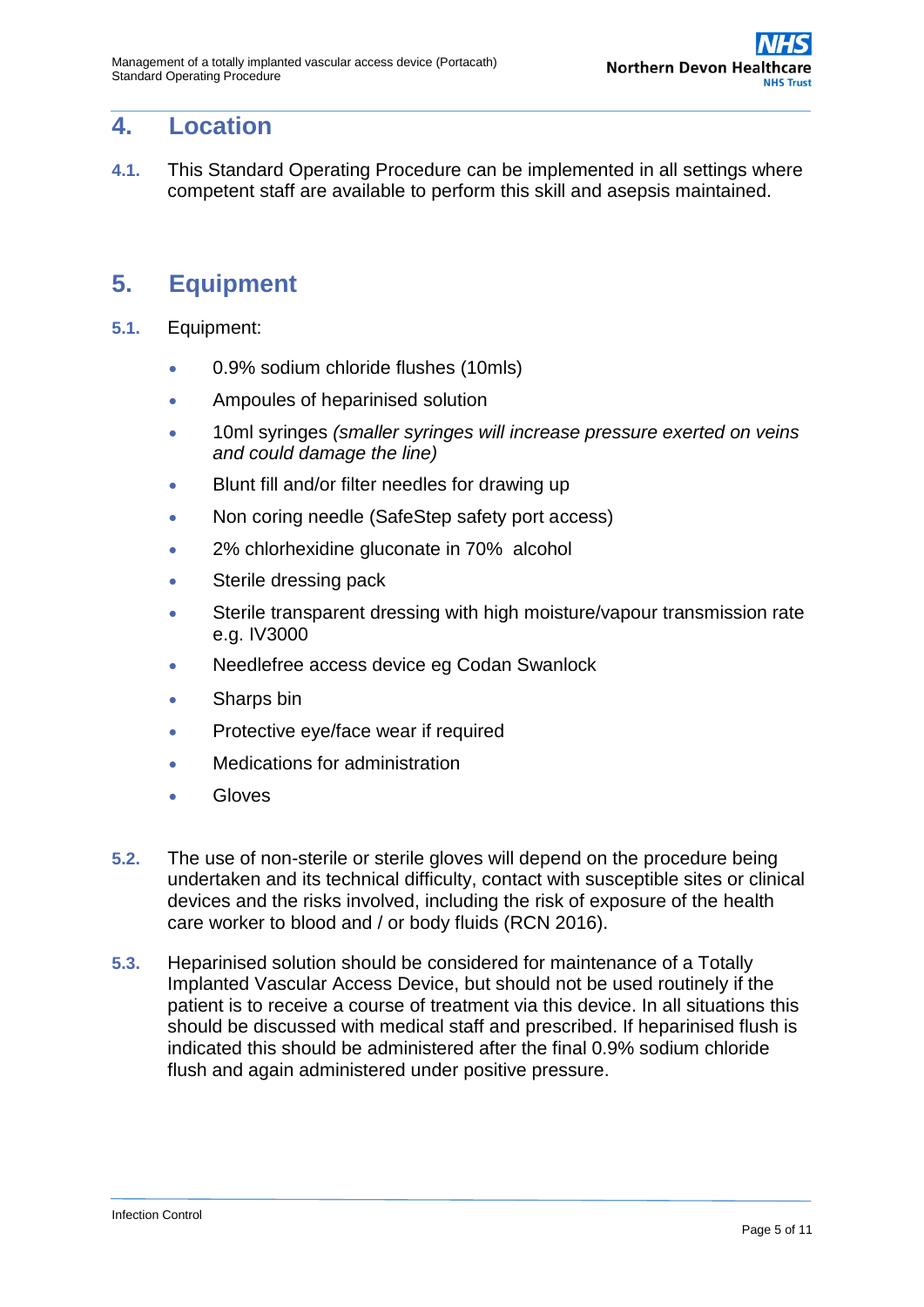## 4. Location

**4.1.** This Standard Operating Procedure can be implemented in all settings where competent staff are available to perform this skill and asepsis maintained.

## 5. Equipment

**5.1.** Equipment:

- 0.9% sodium chloride flushes (10mls)
- Ampoules of heparinised solution
- 10ml syringes *(smaller syringes will increase pressure exerted on veins and could damage the line)*
- Blunt fill and/or filter needles for drawing up
- Non coring needle (SafeStep safety port access)
- 2% chlorhexidine gluconate in 70% alcohol
- Sterile dressing pack
- Sterile transparent dressing with high moisture/vapour transmission rate e.g. IV3000
- Needlefree access device eg Codan Swanlock
- Sharps bin
- Protective eye/face wear if required
- Medications for administration
- Gloves

**5.2.** The use of non-sterile or sterile gloves will depend on the procedure being undertaken and its technical difficulty, contact with susceptible sites or clinical devices and the risks involved, including the risk of exposure of the health care worker to blood and / or body fluids (RCN 2016).

**5.3.** Heparinised solution should be considered for maintenance of a Totally Implanted Vascular Access Device, but should not be used routinely if the patient is to receive a course of treatment via this device. In all situations this should be discussed with medical staff and prescribed. If heparinised flush is indicated this should be administered after the final 0.9% sodium chloride flush and again administered under positive pressure.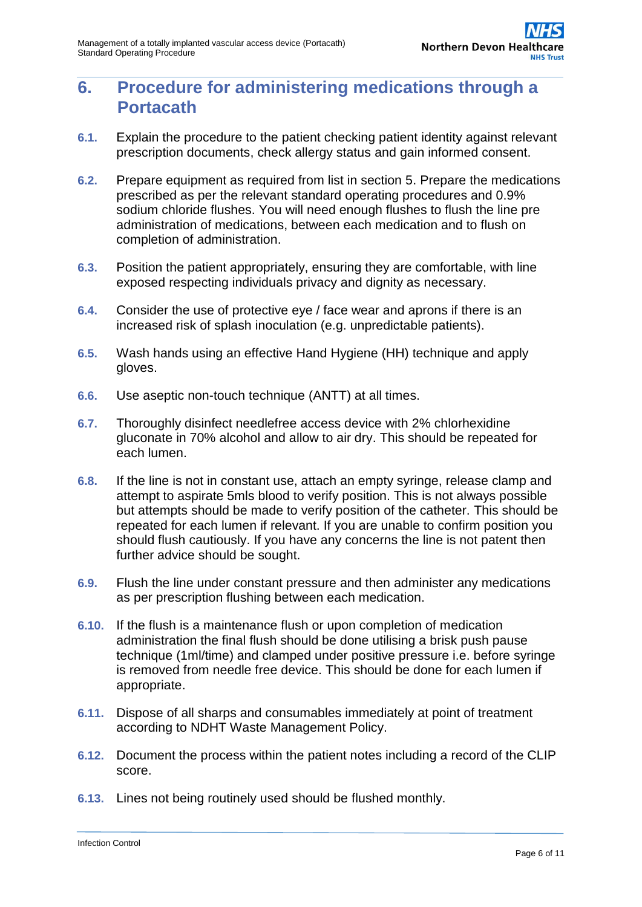## 6. Procedure for administering medications through a Portacath

**6.1.** Explain the procedure to the patient checking patient identity against relevant prescription documents, check allergy status and gain informed consent.

**6.2.** Prepare equipment as required from list in section 5. Prepare the medications prescribed as per the relevant standard operating procedures and 0.9% sodium chloride flushes. You will need enough flushes to flush the line pre administration of medications, between each medication and to flush on completion of administration.

**6.3.** Position the patient appropriately, ensuring they are comfortable, with line exposed respecting individuals privacy and dignity as necessary.

**6.4.** Consider the use of protective eye / face wear and aprons if there is an increased risk of splash inoculation (e.g. unpredictable patients).

**6.5.** Wash hands using an effective Hand Hygiene (HH) technique and apply gloves.

**6.6.** Use aseptic non-touch technique (ANTT) at all times.

**6.7.** Thoroughly disinfect needlefree access device with 2% chlorhexidine gluconate in 70% alcohol and allow to air dry. This should be repeated for each lumen.

**6.8.** If the line is not in constant use, attach an empty syringe, release clamp and attempt to aspirate 5mls blood to verify position. This is not always possible but attempts should be made to verify position of the catheter. This should be repeated for each lumen if relevant. If you are unable to confirm position you should flush cautiously. If you have any concerns the line is not patent then further advice should be sought.

**6.9.** Flush the line under constant pressure and then administer any medications as per prescription flushing between each medication.

**6.10.** If the flush is a maintenance flush or upon completion of medication administration the final flush should be done utilising a brisk push pause technique (1ml/time) and clamped under positive pressure i.e. before syringe is removed from needle free device. This should be done for each lumen if appropriate.

**6.11.** Dispose of all sharps and consumables immediately at point of treatment according to NDHT Waste Management Policy.

**6.12.** Document the process within the patient notes including a record of the CLIP score.

**6.13.** Lines not being routinely used should be flushed monthly.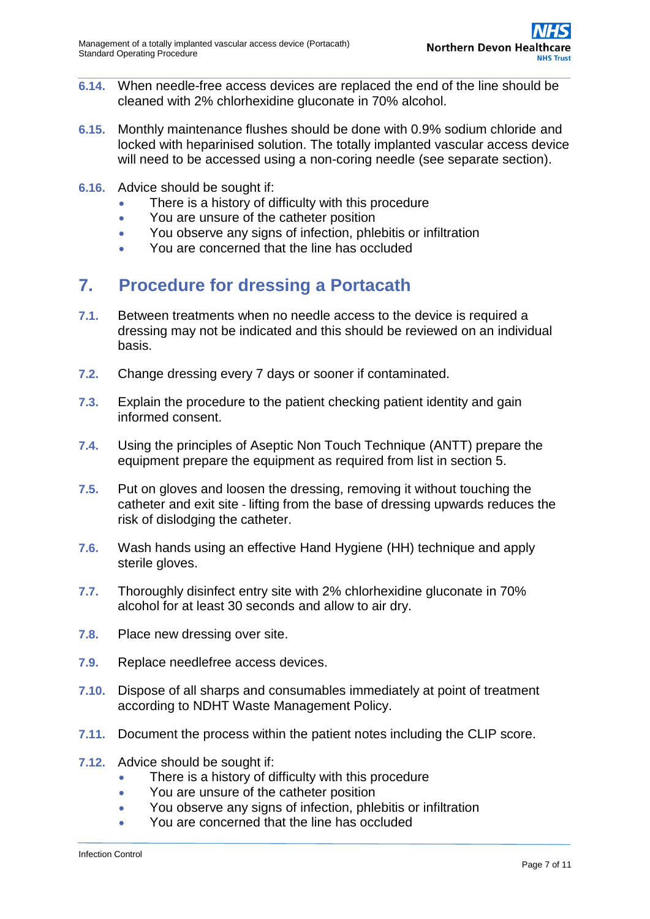6.14. When needle-free access devices are replaced the end of the line should be cleaned with 2% chlorhexidine gluconate in 70% alcohol.

6.15. Monthly maintenance flushes should be done with 0.9% sodium chloride and locked with heparinised solution. The totally implanted vascular access device will need to be accessed using a non-coring needle (see separate section).

6.16. Advice should be sought if:

- There is a history of difficulty with this procedure
- You are unsure of the catheter position
- You observe any signs of infection, phlebitis or infiltration
- You are concerned that the line has occluded

# 7. Procedure for dressing a Portacath

7.1. Between treatments when no needle access to the device is required a dressing may not be indicated and this should be reviewed on an individual basis.

7.2. Change dressing every 7 days or sooner if contaminated.

7.3. Explain the procedure to the patient checking patient identity and gain informed consent.

7.4. Using the principles of Aseptic Non Touch Technique (ANTT) prepare the equipment prepare the equipment as required from list in section 5.

7.5. Put on gloves and loosen the dressing, removing it without touching the catheter and exit site - lifting from the base of dressing upwards reduces the risk of dislodging the catheter.

7.6. Wash hands using an effective Hand Hygiene (HH) technique and apply sterile gloves.

7.7. Thoroughly disinfect entry site with 2% chlorhexidine gluconate in 70% alcohol for at least 30 seconds and allow to air dry.

7.8. Place new dressing over site.

7.9. Replace needlefree access devices.

7.10. Dispose of all sharps and consumables immediately at point of treatment according to NDHT Waste Management Policy.

7.11. Document the process within the patient notes including the CLIP score.

7.12. Advice should be sought if:

- There is a history of difficulty with this procedure
- You are unsure of the catheter position
- You observe any signs of infection, phlebitis or infiltration
- You are concerned that the line has occluded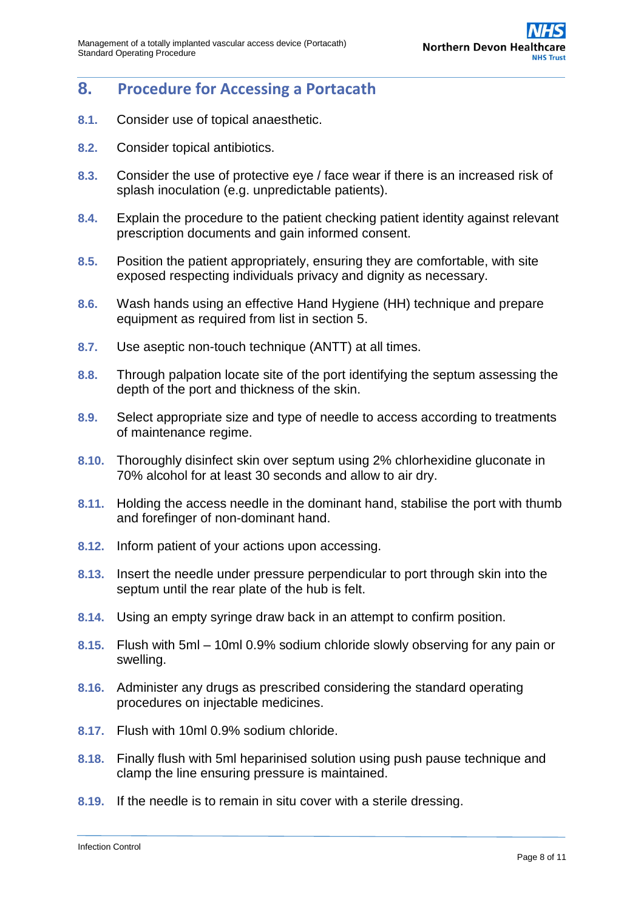## 8. Procedure for Accessing a Portacath

**8.1.** Consider use of topical anaesthetic.

**8.2.** Consider topical antibiotics.

**8.3.** Consider the use of protective eye / face wear if there is an increased risk of splash inoculation (e.g. unpredictable patients).

**8.4.** Explain the procedure to the patient checking patient identity against relevant prescription documents and gain informed consent.

**8.5.** Position the patient appropriately, ensuring they are comfortable, with site exposed respecting individuals privacy and dignity as necessary.

**8.6.** Wash hands using an effective Hand Hygiene (HH) technique and prepare equipment as required from list in section 5.

**8.7.** Use aseptic non-touch technique (ANTT) at all times.

**8.8.** Through palpation locate site of the port identifying the septum assessing the depth of the port and thickness of the skin.

**8.9.** Select appropriate size and type of needle to access according to treatments of maintenance regime.

**8.10.** Thoroughly disinfect skin over septum using 2% chlorhexidine gluconate in 70% alcohol for at least 30 seconds and allow to air dry.

**8.11.** Holding the access needle in the dominant hand, stabilise the port with thumb and forefinger of non-dominant hand.

**8.12.** Inform patient of your actions upon accessing.

**8.13.** Insert the needle under pressure perpendicular to port through skin into the septum until the rear plate of the hub is felt.

**8.14.** Using an empty syringe draw back in an attempt to confirm position.

**8.15.** Flush with 5ml – 10ml 0.9% sodium chloride slowly observing for any pain or swelling.

**8.16.** Administer any drugs as prescribed considering the standard operating procedures on injectable medicines.

**8.17.** Flush with 10ml 0.9% sodium chloride.

**8.18.** Finally flush with 5ml heparinised solution using push pause technique and clamp the line ensuring pressure is maintained.

**8.19.** If the needle is to remain in situ cover with a sterile dressing.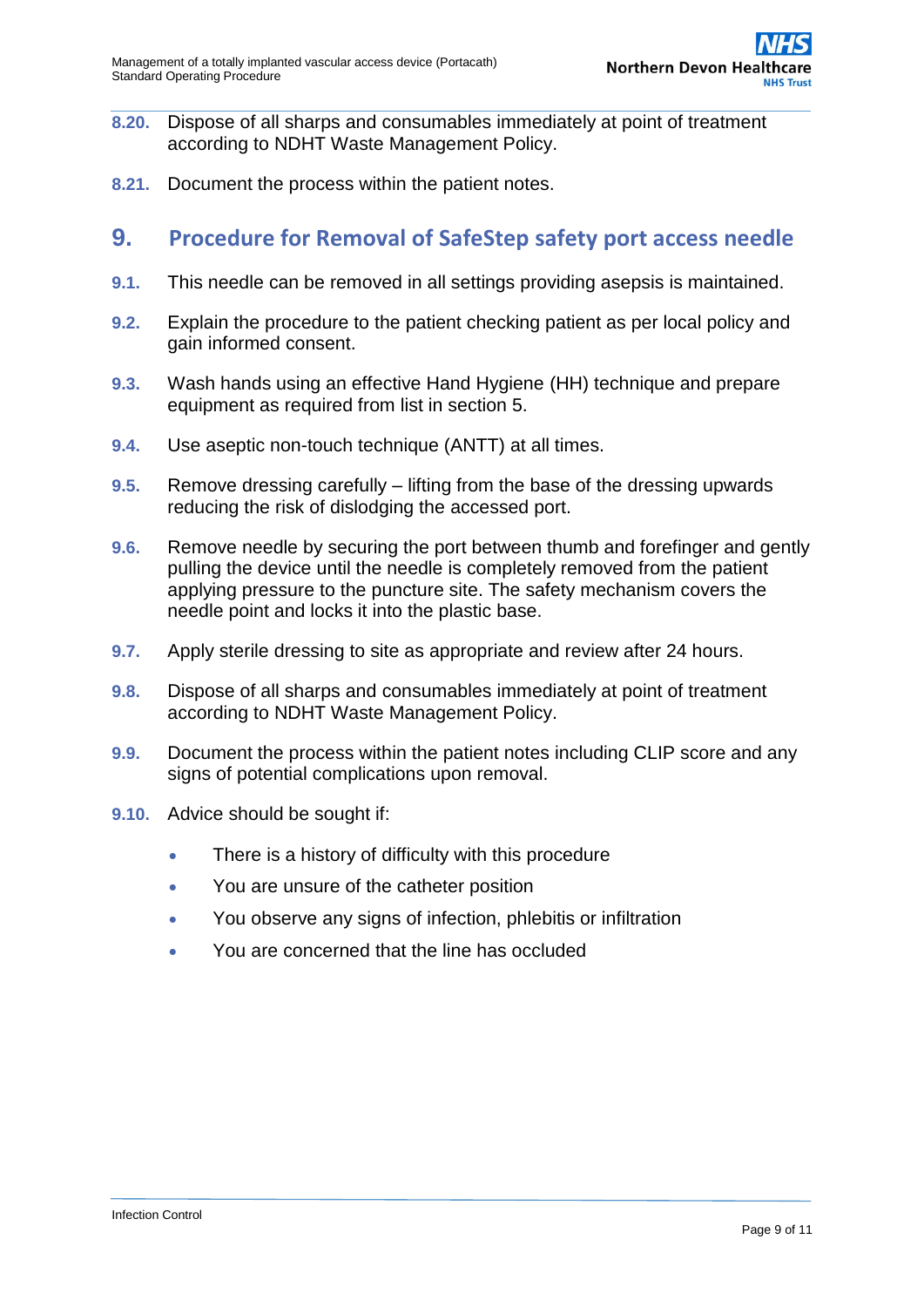**8.20.** Dispose of all sharps and consumables immediately at point of treatment according to NDHT Waste Management Policy.

**8.21.** Document the process within the patient notes.

## 9. Procedure for Removal of SafeStep safety port access needle

**9.1.** This needle can be removed in all settings providing asepsis is maintained.

**9.2.** Explain the procedure to the patient checking patient as per local policy and gain informed consent.

**9.3.** Wash hands using an effective Hand Hygiene (HH) technique and prepare equipment as required from list in section 5.

**9.4.** Use aseptic non-touch technique (ANTT) at all times.

**9.5.** Remove dressing carefully – lifting from the base of the dressing upwards reducing the risk of dislodging the accessed port.

**9.6.** Remove needle by securing the port between thumb and forefinger and gently pulling the device until the needle is completely removed from the patient applying pressure to the puncture site. The safety mechanism covers the needle point and locks it into the plastic base.

**9.7.** Apply sterile dressing to site as appropriate and review after 24 hours.

**9.8.** Dispose of all sharps and consumables immediately at point of treatment according to NDHT Waste Management Policy.

**9.9.** Document the process within the patient notes including CLIP score and any signs of potential complications upon removal.

**9.10.** Advice should be sought if:

- There is a history of difficulty with this procedure
- You are unsure of the catheter position
- You observe any signs of infection, phlebitis or infiltration
- You are concerned that the line has occluded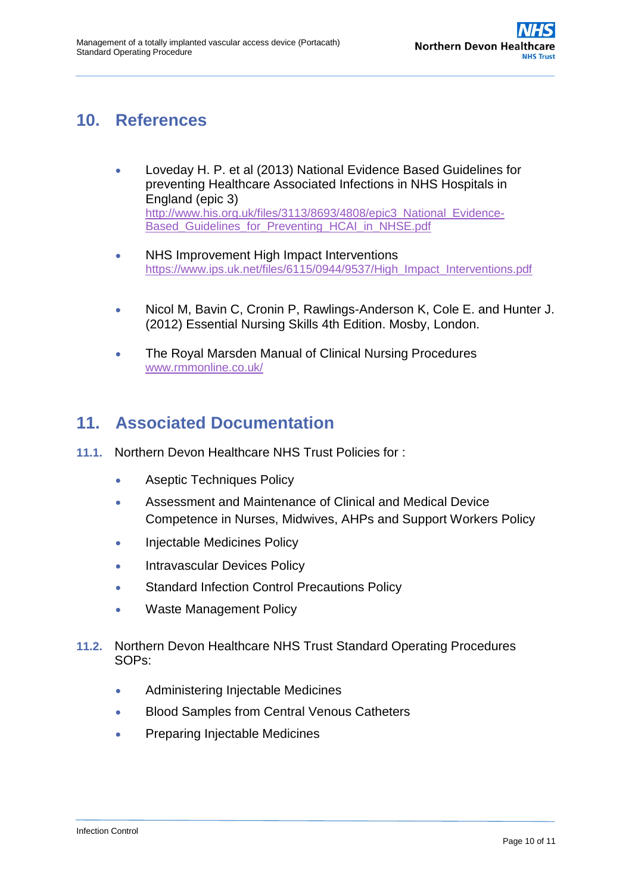## 10. References

- Loveday H. P. et al (2013) National Evidence Based Guidelines for preventing Healthcare Associated Infections in NHS Hospitals in England (epic 3)
  http://www.his.org.uk/files/3113/8693/4808/epic3_National_Evidence-Based_Guidelines_for_Preventing_HCAI_in_NHSE.pdf
- NHS Improvement High Impact Interventions
  https://www.ips.uk.net/files/6115/0944/9537/High_Impact_Interventions.pdf
- Nicol M, Bavin C, Cronin P, Rawlings-Anderson K, Cole E. and Hunter J. (2012) Essential Nursing Skills 4th Edition. Mosby, London.
- The Royal Marsden Manual of Clinical Nursing Procedures
  www.rmmonline.co.uk/

## 11. Associated Documentation

**11.1.** Northern Devon Healthcare NHS Trust Policies for :

- Aseptic Techniques Policy
- Assessment and Maintenance of Clinical and Medical Device Competence in Nurses, Midwives, AHPs and Support Workers Policy
- Injectable Medicines Policy
- Intravascular Devices Policy
- Standard Infection Control Precautions Policy
- Waste Management Policy

**11.2.** Northern Devon Healthcare NHS Trust Standard Operating Procedures SOPs:

- Administering Injectable Medicines
- Blood Samples from Central Venous Catheters
- Preparing Injectable Medicines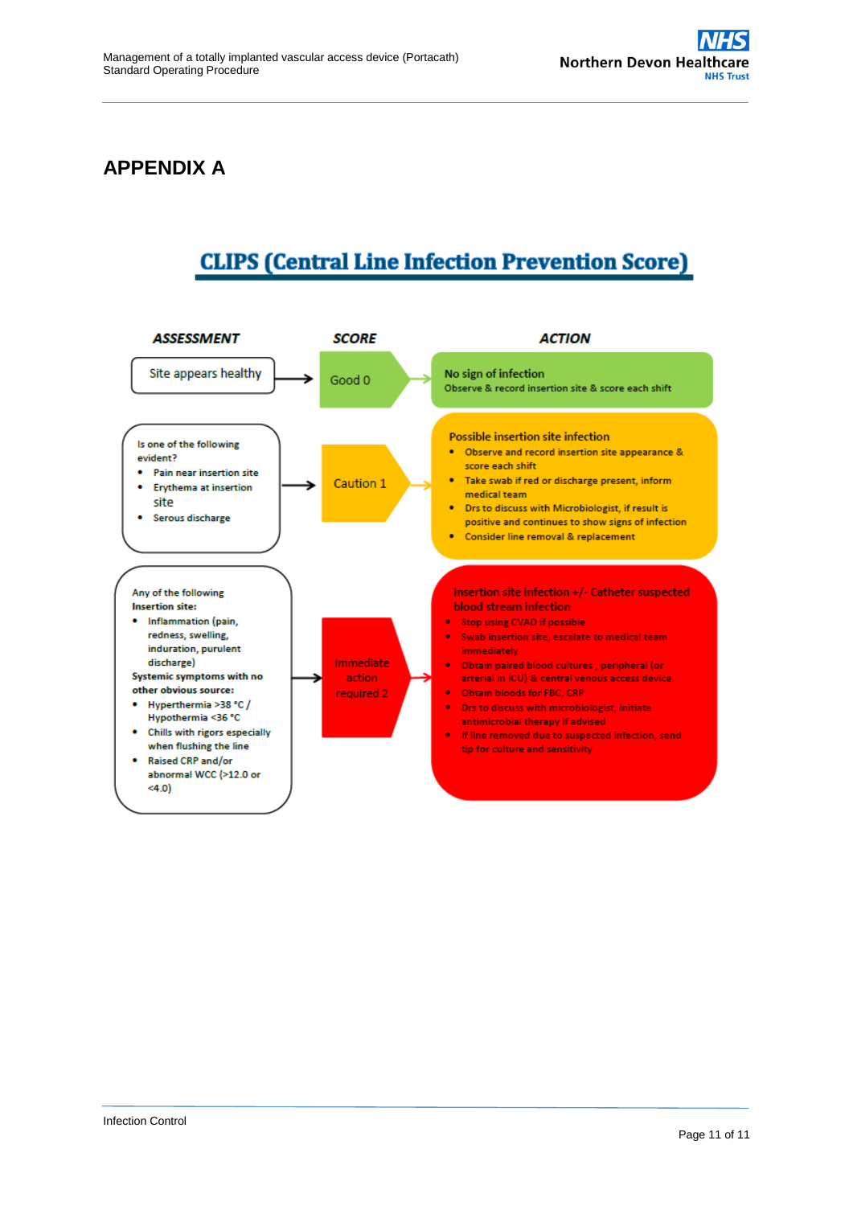# APPENDIX A

## CLIPS (Central Line Infection Prevention Score)

| ASSESSMENT | SCORE | ACTION |
|---|---|---|
| Site appears healthy | Good 0 | **No sign of infection**<br>Observe & record insertion site & score each shift |
| Is one of the following evident?<br>• Pain near insertion site<br>• Erythema at insertion site<br>• Serous discharge | Caution 1 | **Possible insertion site infection**<br>• Observe and record insertion site appearance & score each shift<br>• Take swab if red or discharge present, inform medical team<br>• Drs to discuss with Microbiologist, if result is positive and continues to show signs of infection<br>• Consider line removal & replacement |
| Any of the following<br>**Insertion site:**<br>• Inflammation (pain, redness, swelling, induration, purulent discharge)<br>**Systemic symptoms with no other obvious source:**<br>• Hyperthermia >38 °C / Hypothermia <36 °C<br>• Chills with rigors especially when flushing the line<br>• Raised CRP and/or abnormal WCC (>12.0 or <4.0) | Immediate action required 2 | **Insertion site infection +/- Catheter suspected blood stream infection**<br>• Stop using CVAD if possible<br>• Swab insertion site, escalate to medical team immediately<br>• Obtain paired blood cultures , peripheral (or arterial in ICU) & central venous access device.<br>• Obtain bloods for FBC, CRP<br>• Drs to discuss with microbiologist, initiate antimicrobial therapy if advised<br>• If line removed due to suspected infection, send tip for culture and sensitivity |